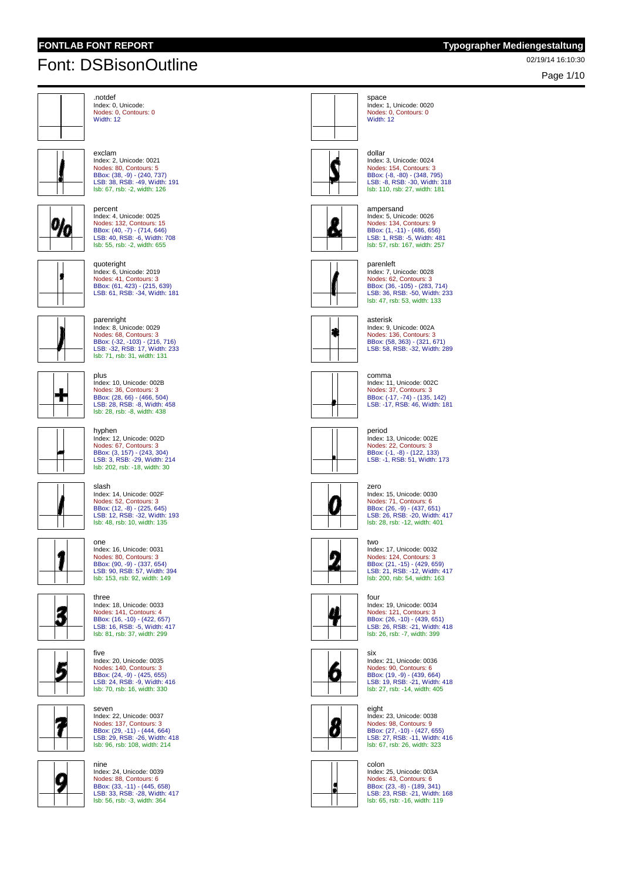# FONTLAB FONT REPORT

**Typographer Mediengestaltung**

## Font: DSBisonOutline

02/19/14 16:10:30

.notdef
Index: 0, Unicode:
Nodes: 0, Contours: 0
Width: 12

space
Index: 1, Unicode: 0020
Nodes: 0, Contours: 0
Width: 12

exclam
Index: 2, Unicode: 0021
Nodes: 80, Contours: 5
BBox: (38, -9) - (240, 737)
LSB: 38, RSB: -49, Width: 191
lsb: 67, rsb: -2, width: 126

dollar
Index: 3, Unicode: 0024
Nodes: 154, Contours: 3
BBox: (-8, -80) - (348, 795)
LSB: -8, RSB: -30, Width: 318
lsb: 110, rsb: 27, width: 181

percent
Index: 4, Unicode: 0025
Nodes: 132, Contours: 15
BBox: (40, -7) - (714, 646)
LSB: 40, RSB: -6, Width: 708
lsb: 55, rsb: -2, width: 655

ampersand
Index: 5, Unicode: 0026
Nodes: 134, Contours: 9
BBox: (1, -11) - (486, 656)
LSB: 1, RSB: -5, Width: 481
lsb: 57, rsb: 167, width: 257

quoteright
Index: 6, Unicode: 2019
Nodes: 41, Contours: 3
BBox: (61, 423) - (215, 639)
LSB: 61, RSB: -34, Width: 181

parenleft
Index: 7, Unicode: 0028
Nodes: 62, Contours: 3
BBox: (36, -105) - (283, 714)
LSB: 36, RSB: -50, Width: 233
lsb: 47, rsb: 53, width: 133

parenright
Index: 8, Unicode: 0029
Nodes: 68, Contours: 3
BBox: (-32, -103) - (216, 716)
LSB: -32, RSB: 17, Width: 233
lsb: 71, rsb: 31, width: 131

asterisk
Index: 9, Unicode: 002A
Nodes: 136, Contours: 3
BBox: (58, 363) - (321, 671)
LSB: 58, RSB: -32, Width: 289

plus
Index: 10, Unicode: 002B
Nodes: 36, Contours: 3
BBox: (28, 66) - (466, 504)
LSB: 28, RSB: -8, Width: 458
lsb: 28, rsb: -8, width: 438

comma
Index: 11, Unicode: 002C
Nodes: 37, Contours: 3
BBox: (-17, -74) - (135, 142)
LSB: -17, RSB: 46, Width: 181

hyphen
Index: 12, Unicode: 002D
Nodes: 67, Contours: 3
BBox: (3, 157) - (243, 304)
LSB: 3, RSB: -29, Width: 214
lsb: 202, rsb: -18, width: 30

period
Index: 13, Unicode: 002E
Nodes: 22, Contours: 3
BBox: (-1, -8) - (122, 133)
LSB: -1, RSB: 51, Width: 173

slash
Index: 14, Unicode: 002F
Nodes: 52, Contours: 3
BBox: (12, -8) - (225, 645)
LSB: 12, RSB: -32, Width: 193
lsb: 48, rsb: 10, width: 135

zero
Index: 15, Unicode: 0030
Nodes: 71, Contours: 6
BBox: (26, -9) - (437, 651)
LSB: 26, RSB: -20, Width: 417
lsb: 28, rsb: -12, width: 401

one
Index: 16, Unicode: 0031
Nodes: 80, Contours: 3
BBox: (90, -9) - (337, 654)
LSB: 90, RSB: 57, Width: 394
lsb: 153, rsb: 92, width: 149

two
Index: 17, Unicode: 0032
Nodes: 124, Contours: 3
BBox: (21, -15) - (429, 659)
LSB: 21, RSB: -12, Width: 417
lsb: 200, rsb: 54, width: 163

three
Index: 18, Unicode: 0033
Nodes: 141, Contours: 4
BBox: (16, -10) - (422, 657)
LSB: 16, RSB: -5, Width: 417
lsb: 81, rsb: 37, width: 299

four
Index: 19, Unicode: 0034
Nodes: 121, Contours: 3
BBox: (26, -10) - (439, 651)
LSB: 26, RSB: -21, Width: 418
lsb: 26, rsb: -7, width: 399

five
Index: 20, Unicode: 0035
Nodes: 140, Contours: 3
BBox: (24, -9) - (425, 655)
LSB: 24, RSB: -9, Width: 416
lsb: 70, rsb: 16, width: 330

six
Index: 21, Unicode: 0036
Nodes: 90, Contours: 6
BBox: (19, -9) - (439, 664)
LSB: 19, RSB: -21, Width: 418
lsb: 27, rsb: -14, width: 405

seven
Index: 22, Unicode: 0037
Nodes: 137, Contours: 3
BBox: (29, -11) - (444, 664)
LSB: 29, RSB: -26, Width: 418
lsb: 96, rsb: 108, width: 214

eight
Index: 23, Unicode: 0038
Nodes: 98, Contours: 9
BBox: (27, -10) - (427, 655)
LSB: 27, RSB: -11, Width: 416
lsb: 67, rsb: 26, width: 323

nine
Index: 24, Unicode: 0039
Nodes: 88, Contours: 6
BBox: (33, -11) - (445, 658)
LSB: 33, RSB: -28, Width: 417
lsb: 56, rsb: -3, width: 364

colon
Index: 25, Unicode: 003A
Nodes: 43, Contours: 6
BBox: (23, -8) - (189, 341)
LSB: 23, RSB: -21, Width: 168
lsb: 65, rsb: -16, width: 119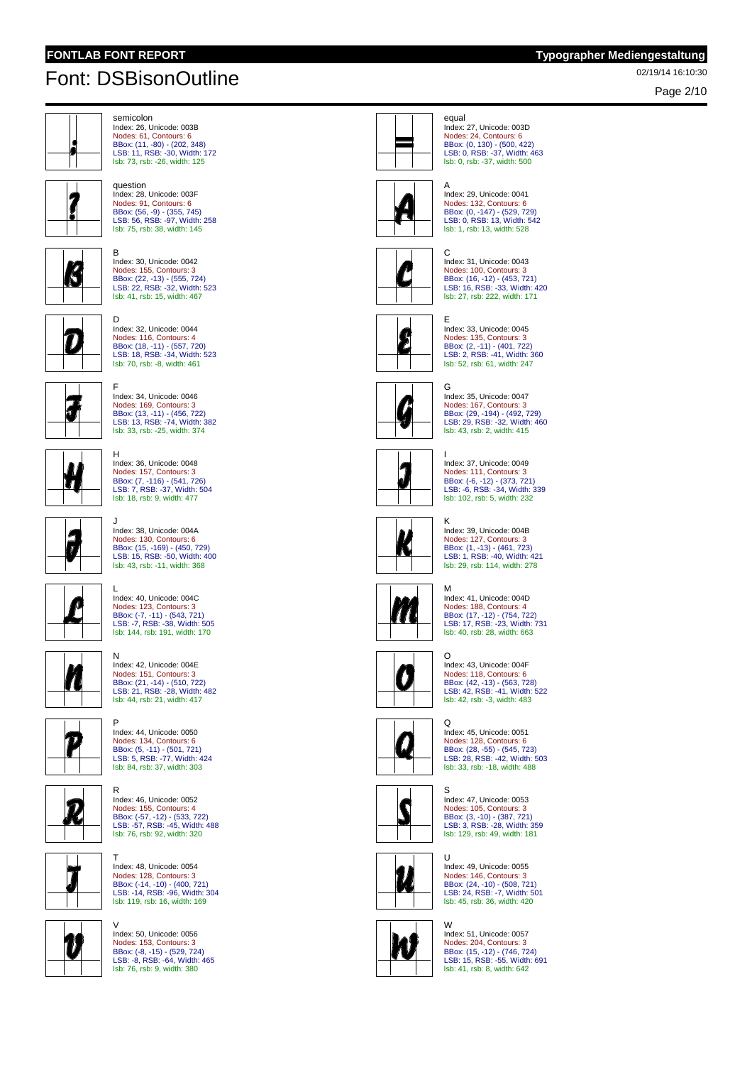# Font: DSBisonOutline

FONTLAB FONT REPORT — Typographer Mediengestaltung

02/19/14 16:10:30

semicolon
Index: 26, Unicode: 003B
Nodes: 61, Contours: 6
BBox: (11, -80) - (202, 348)
LSB: 11, RSB: -30, Width: 172
lsb: 73, rsb: -26, width: 125

equal
Index: 27, Unicode: 003D
Nodes: 24, Contours: 6
BBox: (0, 130) - (500, 422)
LSB: 0, RSB: -37, Width: 463
lsb: 0, rsb: -37, width: 500

question
Index: 28, Unicode: 003F
Nodes: 91, Contours: 6
BBox: (56, -9) - (355, 745)
LSB: 56, RSB: -97, Width: 258
lsb: 75, rsb: 38, width: 145

A
Index: 29, Unicode: 0041
Nodes: 132, Contours: 6
BBox: (0, -147) - (529, 729)
LSB: 0, RSB: 13, Width: 542
lsb: 1, rsb: 13, width: 528

B
Index: 30, Unicode: 0042
Nodes: 155, Contours: 3
BBox: (22, -13) - (555, 724)
LSB: 22, RSB: -32, Width: 523
lsb: 41, rsb: 15, width: 467

C
Index: 31, Unicode: 0043
Nodes: 100, Contours: 3
BBox: (16, -12) - (453, 721)
LSB: 16, RSB: -33, Width: 420
lsb: 27, rsb: 222, width: 171

D
Index: 32, Unicode: 0044
Nodes: 116, Contours: 4
BBox: (18, -11) - (557, 720)
LSB: 18, RSB: -34, Width: 523
lsb: 70, rsb: -8, width: 461

E
Index: 33, Unicode: 0045
Nodes: 135, Contours: 3
BBox: (2, -11) - (401, 722)
LSB: 2, RSB: -41, Width: 360
lsb: 52, rsb: 61, width: 247

F
Index: 34, Unicode: 0046
Nodes: 169, Contours: 3
BBox: (13, -11) - (456, 722)
LSB: 13, RSB: -74, Width: 382
lsb: 33, rsb: -25, width: 374

G
Index: 35, Unicode: 0047
Nodes: 167, Contours: 3
BBox: (29, -194) - (492, 729)
LSB: 29, RSB: -32, Width: 460
lsb: 43, rsb: 2, width: 415

H
Index: 36, Unicode: 0048
Nodes: 157, Contours: 3
BBox: (7, -116) - (541, 726)
LSB: 7, RSB: -37, Width: 504
lsb: 18, rsb: 9, width: 477

I
Index: 37, Unicode: 0049
Nodes: 111, Contours: 3
BBox: (-6, -12) - (373, 721)
LSB: -6, RSB: -34, Width: 339
lsb: 102, rsb: 5, width: 232

J
Index: 38, Unicode: 004A
Nodes: 130, Contours: 6
BBox: (15, -169) - (450, 729)
LSB: 15, RSB: -50, Width: 400
lsb: 43, rsb: -11, width: 368

K
Index: 39, Unicode: 004B
Nodes: 127, Contours: 3
BBox: (1, -13) - (461, 723)
LSB: 1, RSB: -40, Width: 421
lsb: 29, rsb: 114, width: 278

L
Index: 40, Unicode: 004C
Nodes: 123, Contours: 3
BBox: (-7, -11) - (543, 721)
LSB: -7, RSB: -38, Width: 505
lsb: 144, rsb: 191, width: 170

M
Index: 41, Unicode: 004D
Nodes: 188, Contours: 4
BBox: (17, -12) - (754, 722)
LSB: 17, RSB: -23, Width: 731
lsb: 40, rsb: 28, width: 663

N
Index: 42, Unicode: 004E
Nodes: 151, Contours: 3
BBox: (21, -14) - (510, 722)
LSB: 21, RSB: -28, Width: 482
lsb: 44, rsb: 21, width: 417

O
Index: 43, Unicode: 004F
Nodes: 118, Contours: 6
BBox: (42, -13) - (563, 728)
LSB: 42, RSB: -41, Width: 522
lsb: 42, rsb: -3, width: 483

P
Index: 44, Unicode: 0050
Nodes: 134, Contours: 6
BBox: (5, -11) - (501, 721)
LSB: 5, RSB: -77, Width: 424
lsb: 84, rsb: 37, width: 303

Q
Index: 45, Unicode: 0051
Nodes: 128, Contours: 6
BBox: (28, -55) - (545, 723)
LSB: 28, RSB: -42, Width: 503
lsb: 33, rsb: -18, width: 488

R
Index: 46, Unicode: 0052
Nodes: 155, Contours: 4
BBox: (-57, -12) - (533, 722)
LSB: -57, RSB: -45, Width: 488
lsb: 76, rsb: 92, width: 320

S
Index: 47, Unicode: 0053
Nodes: 105, Contours: 3
BBox: (3, -10) - (387, 721)
LSB: 3, RSB: -28, Width: 359
lsb: 129, rsb: 49, width: 181

T
Index: 48, Unicode: 0054
Nodes: 128, Contours: 3
BBox: (-14, -10) - (400, 721)
LSB: -14, RSB: -96, Width: 304
lsb: 119, rsb: 16, width: 169

U
Index: 49, Unicode: 0055
Nodes: 146, Contours: 3
BBox: (24, -10) - (508, 721)
LSB: 24, RSB: -7, Width: 501
lsb: 45, rsb: 36, width: 420

V
Index: 50, Unicode: 0056
Nodes: 153, Contours: 3
BBox: (-8, -15) - (529, 724)
LSB: -8, RSB: -64, Width: 465
lsb: 76, rsb: 9, width: 380

W
Index: 51, Unicode: 0057
Nodes: 204, Contours: 3
BBox: (15, -12) - (746, 724)
LSB: 15, RSB: -55, Width: 691
lsb: 41, rsb: 8, width: 642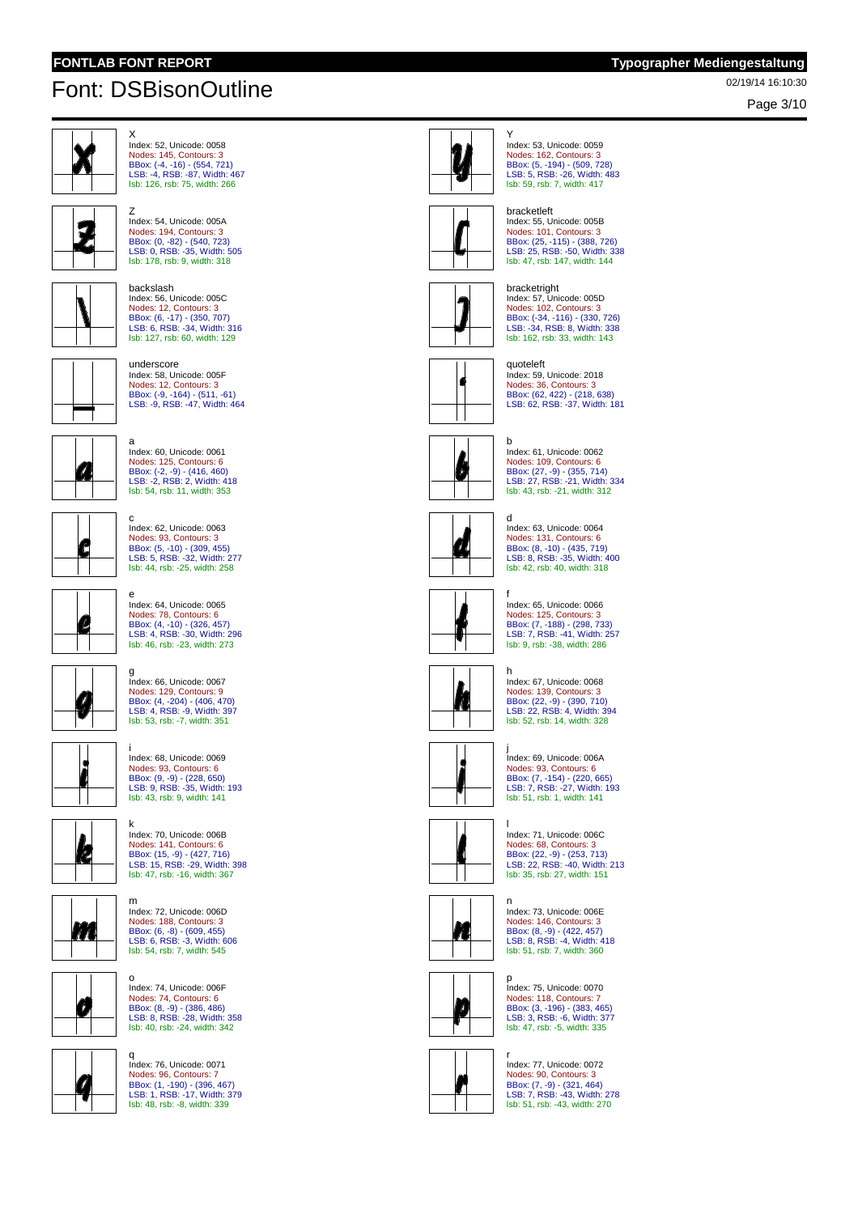# Font: DSBisonOutline

02/19/14 16:10:30

X
Index: 52, Unicode: 0058
Nodes: 145, Contours: 3
BBox: (-4, -16) - (554, 721)
LSB: -4, RSB: -87, Width: 467
lsb: 126, rsb: 75, width: 266

Y
Index: 53, Unicode: 0059
Nodes: 162, Contours: 3
BBox: (5, -194) - (509, 728)
LSB: 5, RSB: -26, Width: 483
lsb: 59, rsb: 7, width: 417

Z
Index: 54, Unicode: 005A
Nodes: 194, Contours: 3
BBox: (0, -82) - (540, 723)
LSB: 0, RSB: -35, Width: 505
lsb: 178, rsb: 9, width: 318

bracketleft
Index: 55, Unicode: 005B
Nodes: 101, Contours: 3
BBox: (25, -115) - (388, 726)
LSB: 25, RSB: -50, Width: 338
lsb: 47, rsb: 147, width: 144

backslash
Index: 56, Unicode: 005C
Nodes: 12, Contours: 3
BBox: (6, -17) - (350, 707)
LSB: 6, RSB: -34, Width: 316
lsb: 127, rsb: 60, width: 129

bracketright
Index: 57, Unicode: 005D
Nodes: 102, Contours: 3
BBox: (-34, -116) - (330, 726)
LSB: -34, RSB: 8, Width: 338
lsb: 162, rsb: 33, width: 143

underscore
Index: 58, Unicode: 005F
Nodes: 12, Contours: 3
BBox: (-9, -164) - (511, -61)
LSB: -9, RSB: -47, Width: 464

quoteleft
Index: 59, Unicode: 2018
Nodes: 36, Contours: 3
BBox: (62, 422) - (218, 638)
LSB: 62, RSB: -37, Width: 181

a
Index: 60, Unicode: 0061
Nodes: 125, Contours: 6
BBox: (-2, -9) - (416, 460)
LSB: -2, RSB: 2, Width: 418
lsb: 54, rsb: 11, width: 353

b
Index: 61, Unicode: 0062
Nodes: 109, Contours: 6
BBox: (27, -9) - (355, 714)
LSB: 27, RSB: -21, Width: 334
lsb: 43, rsb: -21, width: 312

c
Index: 62, Unicode: 0063
Nodes: 93, Contours: 3
BBox: (5, -10) - (309, 455)
LSB: 5, RSB: -32, Width: 277
lsb: 44, rsb: -25, width: 258

d
Index: 63, Unicode: 0064
Nodes: 131, Contours: 6
BBox: (8, -10) - (435, 719)
LSB: 8, RSB: -35, Width: 400
lsb: 42, rsb: 40, width: 318

e
Index: 64, Unicode: 0065
Nodes: 78, Contours: 6
BBox: (4, -10) - (326, 457)
LSB: 4, RSB: -30, Width: 296
lsb: 46, rsb: -23, width: 273

f
Index: 65, Unicode: 0066
Nodes: 125, Contours: 3
BBox: (7, -188) - (298, 733)
LSB: 7, RSB: -41, Width: 257
lsb: 9, rsb: -38, width: 286

g
Index: 66, Unicode: 0067
Nodes: 129, Contours: 9
BBox: (4, -204) - (406, 470)
LSB: 4, RSB: -9, Width: 397
lsb: 53, rsb: -7, width: 351

h
Index: 67, Unicode: 0068
Nodes: 139, Contours: 3
BBox: (22, -9) - (390, 710)
LSB: 22, RSB: 4, Width: 394
lsb: 52, rsb: 14, width: 328

i
Index: 68, Unicode: 0069
Nodes: 93, Contours: 6
BBox: (9, -9) - (228, 650)
LSB: 9, RSB: -35, Width: 193
lsb: 43, rsb: 9, width: 141

j
Index: 69, Unicode: 006A
Nodes: 93, Contours: 6
BBox: (7, -154) - (220, 665)
LSB: 7, RSB: -27, Width: 193
lsb: 51, rsb: 1, width: 141

k
Index: 70, Unicode: 006B
Nodes: 141, Contours: 6
BBox: (15, -9) - (427, 716)
LSB: 15, RSB: -29, Width: 398
lsb: 47, rsb: -16, width: 367

l
Index: 71, Unicode: 006C
Nodes: 68, Contours: 3
BBox: (22, -9) - (253, 713)
LSB: 22, RSB: -40, Width: 213
lsb: 35, rsb: 27, width: 151

m
Index: 72, Unicode: 006D
Nodes: 188, Contours: 3
BBox: (6, -8) - (609, 455)
LSB: 6, RSB: -3, Width: 606
lsb: 54, rsb: 7, width: 545

n
Index: 73, Unicode: 006E
Nodes: 146, Contours: 3
BBox: (8, -9) - (422, 457)
LSB: 8, RSB: -4, Width: 418
lsb: 51, rsb: 7, width: 360

o
Index: 74, Unicode: 006F
Nodes: 74, Contours: 6
BBox: (8, -9) - (386, 486)
LSB: 8, RSB: -28, Width: 358
lsb: 40, rsb: -24, width: 342

p
Index: 75, Unicode: 0070
Nodes: 118, Contours: 7
BBox: (3, -196) - (383, 465)
LSB: 3, RSB: -6, Width: 377
lsb: 47, rsb: -5, width: 335

q
Index: 76, Unicode: 0071
Nodes: 96, Contours: 7
BBox: (1, -190) - (396, 467)
LSB: 1, RSB: -17, Width: 379
lsb: 48, rsb: -8, width: 339

r
Index: 77, Unicode: 0072
Nodes: 90, Contours: 3
BBox: (7, -9) - (321, 464)
LSB: 7, RSB: -43, Width: 278
lsb: 51, rsb: -43, width: 270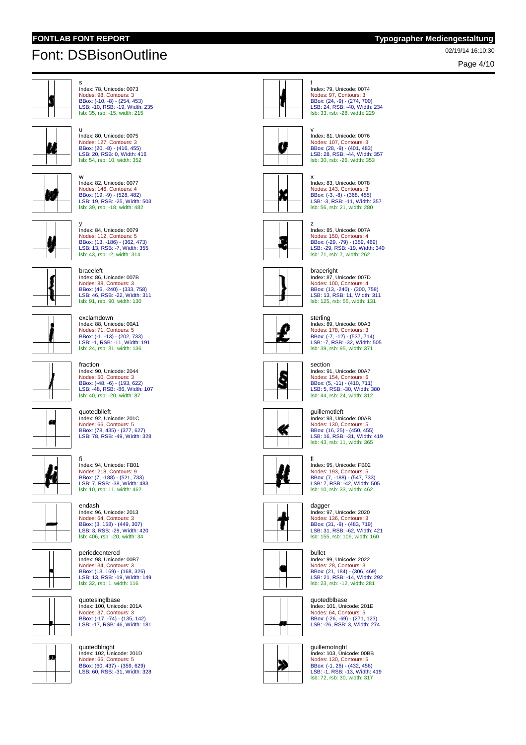# Font: DSBisonOutline

02/19/14 16:10:30

s
Index: 78, Unicode: 0073
Nodes: 98, Contours: 3
BBox: (-10, -8) - (254, 453)
LSB: -10, RSB: -19, Width: 235
lsb: 35, rsb: -15, width: 215

t
Index: 79, Unicode: 0074
Nodes: 97, Contours: 3
BBox: (24, -9) - (274, 700)
LSB: 24, RSB: -40, Width: 234
lsb: 33, rsb: -28, width: 229

u
Index: 80, Unicode: 0075
Nodes: 127, Contours: 3
BBox: (20, -8) - (416, 455)
LSB: 20, RSB: 0, Width: 416
lsb: 54, rsb: 10, width: 352

v
Index: 81, Unicode: 0076
Nodes: 107, Contours: 3
BBox: (28, -9) - (401, 483)
LSB: 28, RSB: -44, Width: 357
lsb: 30, rsb: -26, width: 353

w
Index: 82, Unicode: 0077
Nodes: 146, Contours: 4
BBox: (19, -9) - (528, 482)
LSB: 19, RSB: -25, Width: 503
lsb: 39, rsb: -18, width: 482

x
Index: 83, Unicode: 0078
Nodes: 143, Contours: 3
BBox: (-3, -8) - (368, 455)
LSB: -3, RSB: -11, Width: 357
lsb: 56, rsb: 21, width: 280

y
Index: 84, Unicode: 0079
Nodes: 112, Contours: 5
BBox: (13, -186) - (362, 473)
LSB: 13, RSB: -7, Width: 355
lsb: 43, rsb: -2, width: 314

z
Index: 85, Unicode: 007A
Nodes: 150, Contours: 4
BBox: (-29, -79) - (359, 469)
LSB: -29, RSB: -19, Width: 340
lsb: 71, rsb: 7, width: 262

braceleft
Index: 86, Unicode: 007B
Nodes: 88, Contours: 3
BBox: (46, -240) - (333, 758)
LSB: 46, RSB: -22, Width: 311
lsb: 91, rsb: 90, width: 130

braceright
Index: 87, Unicode: 007D
Nodes: 100, Contours: 4
BBox: (13, -240) - (300, 758)
LSB: 13, RSB: 11, Width: 311
lsb: 125, rsb: 55, width: 131

exclamdown
Index: 88, Unicode: 00A1
Nodes: 71, Contours: 5
BBox: (-1, -13) - (202, 733)
LSB: -1, RSB: -11, Width: 191
lsb: 24, rsb: 31, width: 136

sterling
Index: 89, Unicode: 00A3
Nodes: 178, Contours: 3
BBox: (-7, -12) - (537, 714)
LSB: -7, RSB: -32, Width: 505
lsb: 39, rsb: 95, width: 371

fraction
Index: 90, Unicode: 2044
Nodes: 50, Contours: 3
BBox: (-48, -6) - (193, 622)
LSB: -48, RSB: -86, Width: 107
lsb: 40, rsb: -20, width: 87

section
Index: 91, Unicode: 00A7
Nodes: 154, Contours: 6
BBox: (5, -11) - (410, 711)
LSB: 5, RSB: -30, Width: 380
lsb: 44, rsb: 24, width: 312

quotedblleft
Index: 92, Unicode: 201C
Nodes: 66, Contours: 5
BBox: (78, 435) - (377, 627)
LSB: 78, RSB: -49, Width: 328

guillemotleft
Index: 93, Unicode: 00AB
Nodes: 130, Contours: 5
BBox: (16, 25) - (450, 455)
LSB: 16, RSB: -31, Width: 419
lsb: 43, rsb: 11, width: 365

fi
Index: 94, Unicode: FB01
Nodes: 218, Contours: 9
BBox: (7, -188) - (521, 733)
LSB: 7, RSB: -38, Width: 483
lsb: 10, rsb: 11, width: 462

fl
Index: 95, Unicode: FB02
Nodes: 193, Contours: 5
BBox: (7, -188) - (547, 733)
LSB: 7, RSB: -42, Width: 505
lsb: 10, rsb: 33, width: 462

endash
Index: 96, Unicode: 2013
Nodes: 64, Contours: 3
BBox: (3, 158) - (449, 307)
LSB: 3, RSB: -29, Width: 420
lsb: 406, rsb: -20, width: 34

dagger
Index: 97, Unicode: 2020
Nodes: 136, Contours: 3
BBox: (31, -9) - (483, 719)
LSB: 31, RSB: -62, Width: 421
lsb: 155, rsb: 106, width: 160

periodcentered
Index: 98, Unicode: 00B7
Nodes: 34, Contours: 3
BBox: (13, 169) - (168, 326)
LSB: 13, RSB: -19, Width: 149
lsb: 32, rsb: 1, width: 116

bullet
Index: 99, Unicode: 2022
Nodes: 28, Contours: 3
BBox: (21, 184) - (306, 469)
LSB: 21, RSB: -14, Width: 292
lsb: 23, rsb: -12, width: 281

quotesinglbase
Index: 100, Unicode: 201A
Nodes: 37, Contours: 3
BBox: (-17, -74) - (135, 142)
LSB: -17, RSB: 46, Width: 181

quotedblbase
Index: 101, Unicode: 201E
Nodes: 64, Contours: 5
BBox: (-26, -69) - (271, 123)
LSB: -26, RSB: 3, Width: 274

quotedblright
Index: 102, Unicode: 201D
Nodes: 66, Contours: 5
BBox: (60, 437) - (359, 629)
LSB: 60, RSB: -31, Width: 328

guillemotright
Index: 103, Unicode: 00BB
Nodes: 130, Contours: 5
BBox: (-1, 26) - (432, 456)
LSB: -1, RSB: -13, Width: 419
lsb: 72, rsb: 30, width: 317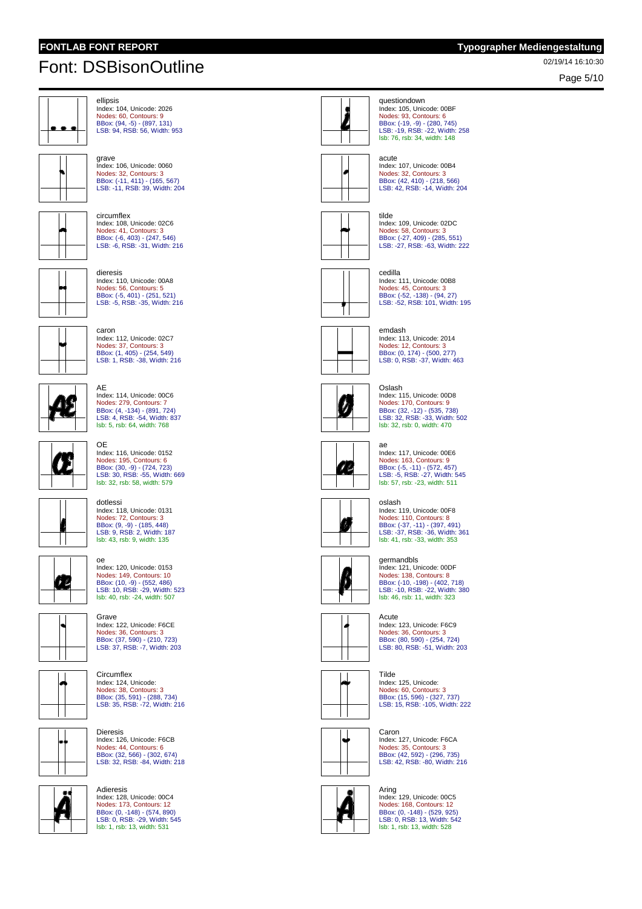# Font: DSBisonOutline

02/19/14 16:10:30

ellipsis
Index: 104, Unicode: 2026
Nodes: 60, Contours: 9
BBox: (94, -5) - (897, 131)
LSB: 94, RSB: 56, Width: 953

questiondown
Index: 105, Unicode: 00BF
Nodes: 93, Contours: 6
BBox: (-19, -9) - (280, 745)
LSB: -19, RSB: -22, Width: 258
lsb: 76, rsb: 34, width: 148

grave
Index: 106, Unicode: 0060
Nodes: 32, Contours: 3
BBox: (-11, 411) - (165, 567)
LSB: -11, RSB: 39, Width: 204

acute
Index: 107, Unicode: 00B4
Nodes: 32, Contours: 3
BBox: (42, 410) - (218, 566)
LSB: 42, RSB: -14, Width: 204

circumflex
Index: 108, Unicode: 02C6
Nodes: 41, Contours: 3
BBox: (-6, 403) - (247, 546)
LSB: -6, RSB: -31, Width: 216

tilde
Index: 109, Unicode: 02DC
Nodes: 58, Contours: 3
BBox: (-27, 409) - (285, 551)
LSB: -27, RSB: -63, Width: 222

dieresis
Index: 110, Unicode: 00A8
Nodes: 56, Contours: 5
BBox: (-5, 401) - (251, 521)
LSB: -5, RSB: -35, Width: 216

cedilla
Index: 111, Unicode: 00B8
Nodes: 45, Contours: 3
BBox: (-52, -138) - (94, 27)
LSB: -52, RSB: 101, Width: 195

caron
Index: 112, Unicode: 02C7
Nodes: 37, Contours: 3
BBox: (1, 405) - (254, 549)
LSB: 1, RSB: -38, Width: 216

emdash
Index: 113, Unicode: 2014
Nodes: 12, Contours: 3
BBox: (0, 174) - (500, 277)
LSB: 0, RSB: -37, Width: 463

AE
Index: 114, Unicode: 00C6
Nodes: 279, Contours: 7
BBox: (4, -134) - (891, 724)
LSB: 4, RSB: -54, Width: 837
lsb: 5, rsb: 64, width: 768

Oslash
Index: 115, Unicode: 00D8
Nodes: 170, Contours: 9
BBox: (32, -12) - (535, 738)
LSB: 32, RSB: -33, Width: 502
lsb: 32, rsb: 0, width: 470

OE
Index: 116, Unicode: 0152
Nodes: 195, Contours: 6
BBox: (30, -9) - (724, 723)
LSB: 30, RSB: -55, Width: 669
lsb: 32, rsb: 58, width: 579

ae
Index: 117, Unicode: 00E6
Nodes: 163, Contours: 9
BBox: (-5, -11) - (572, 457)
LSB: -5, RSB: -27, Width: 545
lsb: 57, rsb: -23, width: 511

dotlessi
Index: 118, Unicode: 0131
Nodes: 72, Contours: 3
BBox: (9, -9) - (185, 448)
LSB: 9, RSB: 2, Width: 187
lsb: 43, rsb: 9, width: 135

oslash
Index: 119, Unicode: 00F8
Nodes: 110, Contours: 8
BBox: (-37, -11) - (397, 491)
LSB: -37, RSB: -36, Width: 361
lsb: 41, rsb: -33, width: 353

oe
Index: 120, Unicode: 0153
Nodes: 149, Contours: 10
BBox: (10, -9) - (552, 486)
LSB: 10, RSB: -29, Width: 523
lsb: 40, rsb: -24, width: 507

germandbls
Index: 121, Unicode: 00DF
Nodes: 138, Contours: 8
BBox: (-10, -198) - (402, 718)
LSB: -10, RSB: -22, Width: 380
lsb: 46, rsb: 11, width: 323

Grave
Index: 122, Unicode: F6CE
Nodes: 36, Contours: 3
BBox: (37, 590) - (210, 723)
LSB: 37, RSB: -7, Width: 203

Acute
Index: 123, Unicode: F6C9
Nodes: 36, Contours: 3
BBox: (80, 590) - (254, 724)
LSB: 80, RSB: -51, Width: 203

Circumflex
Index: 124, Unicode:
Nodes: 38, Contours: 3
BBox: (35, 591) - (288, 734)
LSB: 35, RSB: -72, Width: 216

Tilde
Index: 125, Unicode:
Nodes: 60, Contours: 3
BBox: (15, 596) - (327, 737)
LSB: 15, RSB: -105, Width: 222

Dieresis
Index: 126, Unicode: F6CB
Nodes: 44, Contours: 6
BBox: (32, 566) - (302, 674)
LSB: 32, RSB: -84, Width: 218

Caron
Index: 127, Unicode: F6CA
Nodes: 35, Contours: 3
BBox: (42, 592) - (296, 735)
LSB: 42, RSB: -80, Width: 216

Adieresis
Index: 128, Unicode: 00C4
Nodes: 173, Contours: 12
BBox: (0, -148) - (574, 890)
LSB: 0, RSB: -29, Width: 545
lsb: 1, rsb: 13, width: 531

Aring
Index: 129, Unicode: 00C5
Nodes: 168, Contours: 12
BBox: (0, -148) - (529, 925)
LSB: 0, RSB: 13, Width: 542
lsb: 1, rsb: 13, width: 528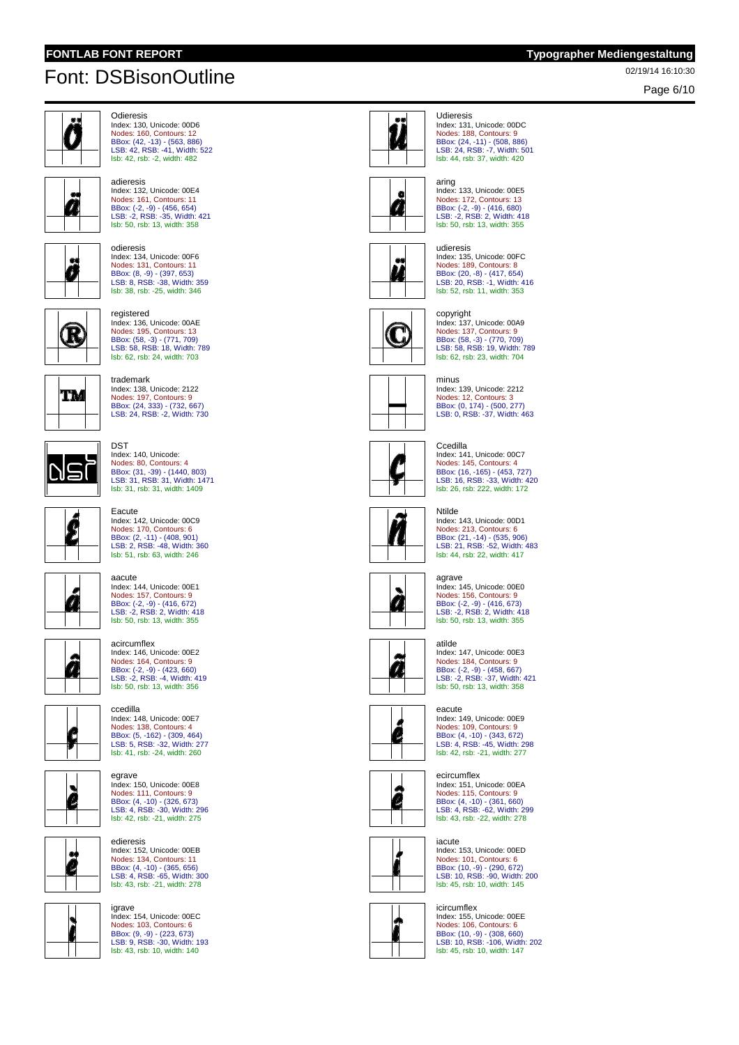# Font: DSBisonOutline

02/19/14 16:10:30

Odieresis
Index: 130, Unicode: 00D6
Nodes: 160, Contours: 12
BBox: (42, -13) - (563, 886)
LSB: 42, RSB: -41, Width: 522
lsb: 42, rsb: -2, width: 482

Udieresis
Index: 131, Unicode: 00DC
Nodes: 188, Contours: 9
BBox: (24, -11) - (508, 886)
LSB: 24, RSB: -7, Width: 501
lsb: 44, rsb: 37, width: 420

adieresis
Index: 132, Unicode: 00E4
Nodes: 161, Contours: 11
BBox: (-2, -9) - (456, 654)
LSB: -2, RSB: -35, Width: 421
lsb: 50, rsb: 13, width: 358

aring
Index: 133, Unicode: 00E5
Nodes: 172, Contours: 13
BBox: (-2, -9) - (416, 680)
LSB: -2, RSB: 2, Width: 418
lsb: 50, rsb: 13, width: 355

odieresis
Index: 134, Unicode: 00F6
Nodes: 131, Contours: 11
BBox: (8, -9) - (397, 653)
LSB: 8, RSB: -38, Width: 359
lsb: 38, rsb: -25, width: 346

udieresis
Index: 135, Unicode: 00FC
Nodes: 189, Contours: 8
BBox: (20, -9) - (417, 654)
LSB: 20, RSB: -1, Width: 416
lsb: 52, rsb: 11, width: 353

registered
Index: 136, Unicode: 00AE
Nodes: 195, Contours: 13
BBox: (58, -3) - (771, 709)
LSB: 58, RSB: 18, Width: 789
lsb: 62, rsb: 24, width: 703

copyright
Index: 137, Unicode: 00A9
Nodes: 137, Contours: 9
BBox: (58, -3) - (770, 709)
LSB: 58, RSB: 19, Width: 789
lsb: 62, rsb: 23, width: 704

trademark
Index: 138, Unicode: 2122
Nodes: 197, Contours: 9
BBox: (24, 333) - (732, 667)
LSB: 24, RSB: -2, Width: 730

minus
Index: 139, Unicode: 2212
Nodes: 12, Contours: 3
BBox: (0, 174) - (500, 277)
LSB: 0, RSB: -37, Width: 463

DST
Index: 140, Unicode:
Nodes: 80, Contours: 4
BBox: (31, -39) - (1440, 803)
LSB: 31, RSB: 31, Width: 1471
lsb: 31, rsb: 31, width: 1409

Ccedilla
Index: 141, Unicode: 00C7
Nodes: 145, Contours: 4
BBox: (16, -165) - (453, 727)
LSB: 16, RSB: -33, Width: 420
lsb: 26, rsb: 222, width: 172

Eacute
Index: 142, Unicode: 00C9
Nodes: 170, Contours: 6
BBox: (2, -11) - (408, 901)
LSB: 2, RSB: -48, Width: 360
lsb: 51, rsb: 63, width: 246

Ntilde
Index: 143, Unicode: 00D1
Nodes: 213, Contours: 6
BBox: (21, -14) - (535, 906)
LSB: 21, RSB: -52, Width: 483
lsb: 44, rsb: 22, width: 417

aacute
Index: 144, Unicode: 00E1
Nodes: 157, Contours: 9
BBox: (-2, -9) - (416, 672)
LSB: -2, RSB: 2, Width: 418
lsb: 50, rsb: 13, width: 355

agrave
Index: 145, Unicode: 00E0
Nodes: 156, Contours: 9
BBox: (-2, -9) - (416, 673)
LSB: -2, RSB: 2, Width: 418
lsb: 50, rsb: 13, width: 355

acircumflex
Index: 146, Unicode: 00E2
Nodes: 164, Contours: 9
BBox: (-2, -9) - (423, 660)
LSB: -2, RSB: -4, Width: 419
lsb: 50, rsb: 13, width: 356

atilde
Index: 147, Unicode: 00E3
Nodes: 184, Contours: 9
BBox: (-2, -9) - (458, 667)
LSB: -2, RSB: -37, Width: 421
lsb: 50, rsb: 13, width: 358

ccedilla
Index: 148, Unicode: 00E7
Nodes: 138, Contours: 4
BBox: (5, -162) - (309, 464)
LSB: 5, RSB: -32, Width: 277
lsb: 41, rsb: -24, width: 260

eacute
Index: 149, Unicode: 00E9
Nodes: 109, Contours: 9
BBox: (4, -10) - (343, 672)
LSB: 4, RSB: -45, Width: 298
lsb: 42, rsb: -21, width: 277

egrave
Index: 150, Unicode: 00E8
Nodes: 111, Contours: 9
BBox: (4, -10) - (326, 673)
LSB: 4, RSB: -30, Width: 296
lsb: 42, rsb: -21, width: 275

ecircumflex
Index: 151, Unicode: 00EA
Nodes: 115, Contours: 9
BBox: (4, -10) - (361, 660)
LSB: 4, RSB: -62, Width: 299
lsb: 43, rsb: -22, width: 278

edieresis
Index: 152, Unicode: 00EB
Nodes: 134, Contours: 11
BBox: (4, -10) - (365, 656)
LSB: 4, RSB: -65, Width: 300
lsb: 43, rsb: -21, width: 278

iacute
Index: 153, Unicode: 00ED
Nodes: 101, Contours: 6
BBox: (10, -9) - (290, 672)
LSB: 10, RSB: -90, Width: 200
lsb: 45, rsb: 10, width: 145

igrave
Index: 154, Unicode: 00EC
Nodes: 103, Contours: 6
BBox: (9, -9) - (223, 673)
LSB: 9, RSB: -30, Width: 193
lsb: 43, rsb: 10, width: 140

icircumflex
Index: 155, Unicode: 00EE
Nodes: 106, Contours: 6
BBox: (10, -9) - (308, 660)
LSB: 10, RSB: -106, Width: 202
lsb: 45, rsb: 10, width: 147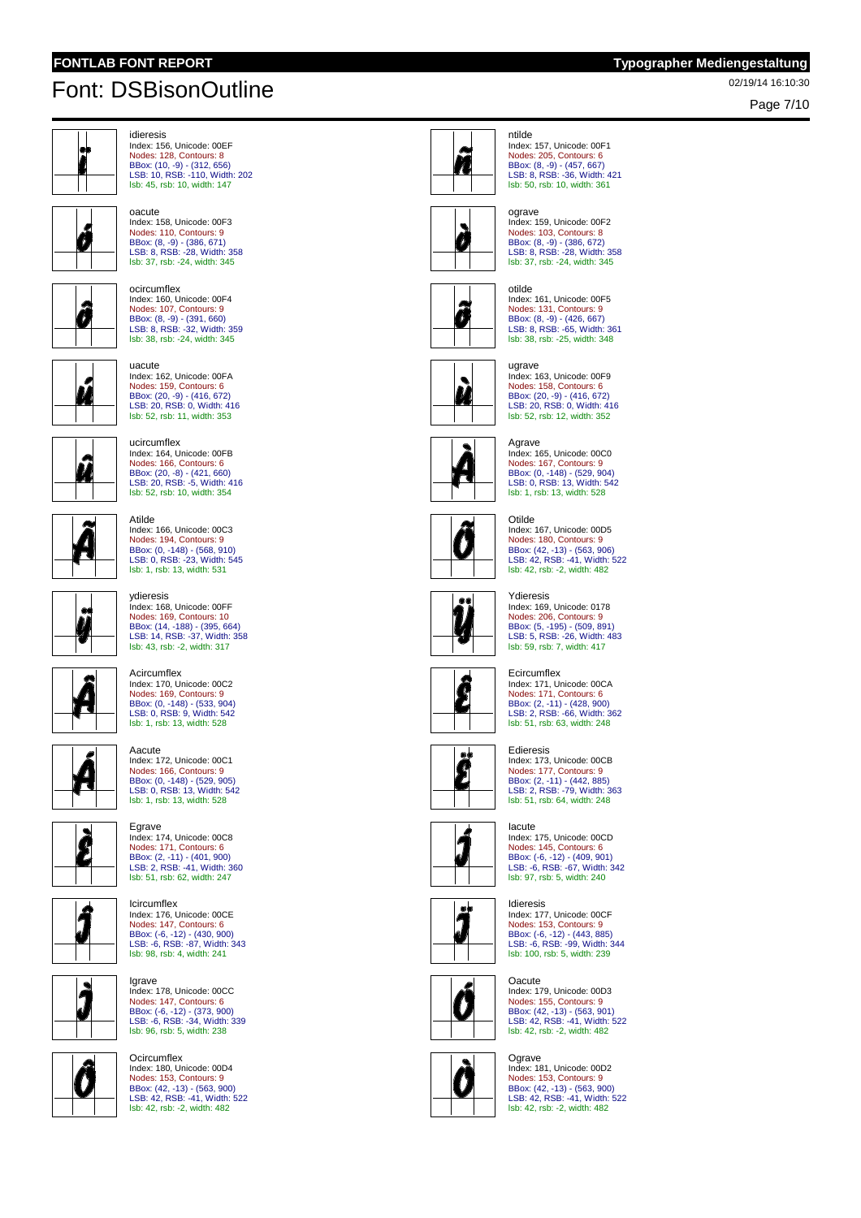# Font: DSBisonOutline

02/19/14 16:10:30

idieresis
Index: 156, Unicode: 00EF
Nodes: 128, Contours: 8
BBox: (10, -9) - (312, 656)
LSB: 10, RSB: -110, Width: 202
lsb: 45, rsb: 10, width: 147

ntilde
Index: 157, Unicode: 00F1
Nodes: 205, Contours: 6
BBox: (8, -9) - (457, 667)
LSB: 8, RSB: -36, Width: 421
lsb: 50, rsb: 10, width: 361

oacute
Index: 158, Unicode: 00F3
Nodes: 110, Contours: 9
BBox: (8, -9) - (386, 671)
LSB: 8, RSB: -28, Width: 358
lsb: 37, rsb: -24, width: 345

ograve
Index: 159, Unicode: 00F2
Nodes: 103, Contours: 8
BBox: (8, -9) - (386, 672)
LSB: 8, RSB: -28, Width: 358
lsb: 37, rsb: -24, width: 345

ocircumflex
Index: 160, Unicode: 00F4
Nodes: 107, Contours: 9
BBox: (8, -9) - (391, 660)
LSB: 8, RSB: -32, Width: 359
lsb: 38, rsb: -24, width: 345

otilde
Index: 161, Unicode: 00F5
Nodes: 131, Contours: 9
BBox: (8, -9) - (426, 667)
LSB: 8, RSB: -65, Width: 361
lsb: 38, rsb: -25, width: 348

uacute
Index: 162, Unicode: 00FA
Nodes: 159, Contours: 6
BBox: (20, -9) - (416, 672)
LSB: 20, RSB: 0, Width: 416
lsb: 52, rsb: 11, width: 353

ugrave
Index: 163, Unicode: 00F9
Nodes: 158, Contours: 6
BBox: (20, -9) - (416, 672)
LSB: 20, RSB: 0, Width: 416
lsb: 52, rsb: 12, width: 352

ucircumflex
Index: 164, Unicode: 00FB
Nodes: 166, Contours: 6
BBox: (20, -8) - (421, 660)
LSB: 20, RSB: -5, Width: 416
lsb: 52, rsb: 10, width: 354

Agrave
Index: 165, Unicode: 00C0
Nodes: 167, Contours: 9
BBox: (0, -148) - (529, 904)
LSB: 0, RSB: 13, Width: 542
lsb: 1, rsb: 13, width: 528

Atilde
Index: 166, Unicode: 00C3
Nodes: 194, Contours: 9
BBox: (0, -148) - (568, 910)
LSB: 0, RSB: -23, Width: 545
lsb: 1, rsb: 13, width: 531

Otilde
Index: 167, Unicode: 00D5
Nodes: 180, Contours: 9
BBox: (42, -13) - (563, 906)
LSB: 42, RSB: -41, Width: 522
lsb: 42, rsb: -2, width: 482

ydieresis
Index: 168, Unicode: 00FF
Nodes: 169, Contours: 10
BBox: (14, -188) - (395, 664)
LSB: 14, RSB: -37, Width: 358
lsb: 43, rsb: -2, width: 317

Ydieresis
Index: 169, Unicode: 0178
Nodes: 206, Contours: 9
BBox: (5, -195) - (509, 891)
LSB: 5, RSB: -26, Width: 483
lsb: 59, rsb: 7, width: 417

Acircumflex
Index: 170, Unicode: 00C2
Nodes: 169, Contours: 9
BBox: (0, -148) - (533, 904)
LSB: 0, RSB: 9, Width: 542
lsb: 1, rsb: 13, width: 528

Ecircumflex
Index: 171, Unicode: 00CA
Nodes: 171, Contours: 6
BBox: (2, -11) - (428, 900)
LSB: 2, RSB: -66, Width: 362
lsb: 51, rsb: 63, width: 248

Aacute
Index: 172, Unicode: 00C1
Nodes: 166, Contours: 9
BBox: (0, -148) - (529, 905)
LSB: 0, RSB: 13, Width: 542
lsb: 1, rsb: 13, width: 528

Edieresis
Index: 173, Unicode: 00CB
Nodes: 177, Contours: 9
BBox: (2, -11) - (442, 885)
LSB: 2, RSB: -79, Width: 363
lsb: 51, rsb: 64, width: 248

Egrave
Index: 174, Unicode: 00C8
Nodes: 171, Contours: 6
BBox: (2, -11) - (401, 900)
LSB: 2, RSB: -41, Width: 360
lsb: 51, rsb: 62, width: 247

Iacute
Index: 175, Unicode: 00CD
Nodes: 145, Contours: 6
BBox: (-6, -12) - (409, 901)
LSB: -6, RSB: -67, Width: 342
lsb: 97, rsb: 5, width: 240

Icircumflex
Index: 176, Unicode: 00CE
Nodes: 147, Contours: 6
BBox: (-6, -12) - (430, 900)
LSB: -6, RSB: -87, Width: 343
lsb: 98, rsb: 4, width: 241

Idieresis
Index: 177, Unicode: 00CF
Nodes: 153, Contours: 9
BBox: (-6, -12) - (443, 885)
LSB: -6, RSB: -99, Width: 344
lsb: 100, rsb: 5, width: 239

Igrave
Index: 178, Unicode: 00CC
Nodes: 147, Contours: 6
BBox: (-6, -12) - (373, 900)
LSB: -6, RSB: -34, Width: 339
lsb: 96, rsb: 5, width: 238

Oacute
Index: 179, Unicode: 00D3
Nodes: 155, Contours: 9
BBox: (42, -13) - (563, 901)
LSB: 42, RSB: -41, Width: 522
lsb: 42, rsb: -2, width: 482

Ocircumflex
Index: 180, Unicode: 00D4
Nodes: 153, Contours: 9
BBox: (42, -13) - (563, 900)
LSB: 42, RSB: -41, Width: 522
lsb: 42, rsb: -2, width: 482

Ograve
Index: 181, Unicode: 00D2
Nodes: 153, Contours: 9
BBox: (42, -13) - (563, 900)
LSB: 42, RSB: -41, Width: 522
lsb: 42, rsb: -2, width: 482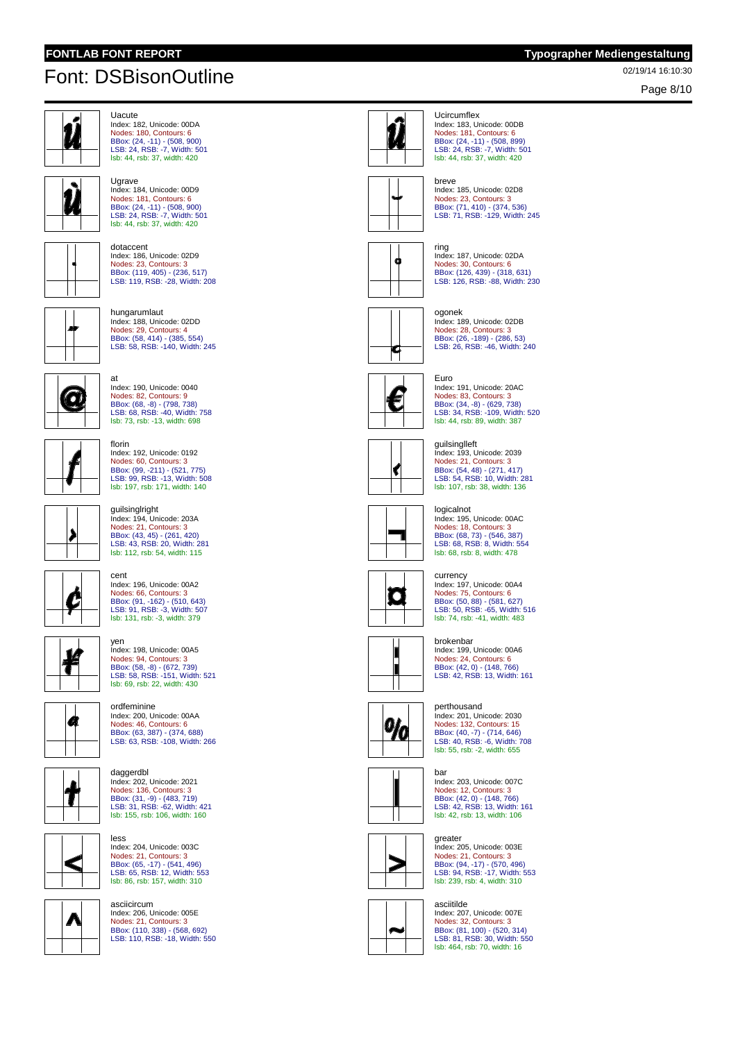# Font: DSBisonOutline

02/19/14 16:10:30

Uacute
Index: 182, Unicode: 00DA
Nodes: 180, Contours: 6
BBox: (24, -11) - (508, 900)
LSB: 24, RSB: -7, Width: 501
lsb: 44, rsb: 37, width: 420

Ucircumflex
Index: 183, Unicode: 00DB
Nodes: 181, Contours: 6
BBox: (24, -11) - (508, 899)
LSB: 24, RSB: -7, Width: 501
lsb: 44, rsb: 37, width: 420

Ugrave
Index: 184, Unicode: 00D9
Nodes: 181, Contours: 6
BBox: (24, -11) - (508, 900)
LSB: 24, RSB: -7, Width: 501
lsb: 44, rsb: 37, width: 420

breve
Index: 185, Unicode: 02D8
Nodes: 23, Contours: 3
BBox: (71, 410) - (374, 536)
LSB: 71, RSB: -129, Width: 245

dotaccent
Index: 186, Unicode: 02D9
Nodes: 23, Contours: 3
BBox: (119, 405) - (236, 517)
LSB: 119, RSB: -28, Width: 208

ring
Index: 187, Unicode: 02DA
Nodes: 30, Contours: 6
BBox: (126, 439) - (318, 631)
LSB: 126, RSB: -88, Width: 230

hungarumlaut
Index: 188, Unicode: 02DD
Nodes: 29, Contours: 4
BBox: (58, 414) - (385, 554)
LSB: 58, RSB: -140, Width: 245

ogonek
Index: 189, Unicode: 02DB
Nodes: 28, Contours: 3
BBox: (26, -189) - (286, 53)
LSB: 26, RSB: -46, Width: 240

at
Index: 190, Unicode: 0040
Nodes: 82, Contours: 9
BBox: (68, -8) - (798, 738)
LSB: 68, RSB: -40, Width: 758
lsb: 73, rsb: -13, width: 698

Euro
Index: 191, Unicode: 20AC
Nodes: 83, Contours: 3
BBox: (34, -8) - (629, 738)
LSB: 34, RSB: -109, Width: 520
lsb: 44, rsb: 89, width: 387

florin
Index: 192, Unicode: 0192
Nodes: 60, Contours: 3
BBox: (99, -211) - (521, 775)
LSB: 99, RSB: -13, Width: 508
lsb: 197, rsb: 171, width: 140

guilsinglleft
Index: 193, Unicode: 2039
Nodes: 21, Contours: 3
BBox: (54, 48) - (271, 417)
LSB: 54, RSB: 10, Width: 281
lsb: 107, rsb: 38, width: 136

guilsinglright
Index: 194, Unicode: 203A
Nodes: 21, Contours: 3
BBox: (43, 45) - (261, 420)
LSB: 43, RSB: 20, Width: 281
lsb: 112, rsb: 54, width: 115

logicalnot
Index: 195, Unicode: 00AC
Nodes: 18, Contours: 3
BBox: (68, 73) - (546, 387)
LSB: 68, RSB: 8, Width: 554
lsb: 68, rsb: 8, width: 478

cent
Index: 196, Unicode: 00A2
Nodes: 66, Contours: 3
BBox: (91, -162) - (510, 643)
LSB: 91, RSB: -3, Width: 507
lsb: 131, rsb: -3, width: 379

currency
Index: 197, Unicode: 00A4
Nodes: 75, Contours: 6
BBox: (50, 88) - (581, 627)
LSB: 50, RSB: -65, Width: 516
lsb: 74, rsb: -41, width: 483

yen
Index: 198, Unicode: 00A5
Nodes: 94, Contours: 3
BBox: (58, -8) - (672, 739)
LSB: 58, RSB: -151, Width: 521
lsb: 69, rsb: 22, width: 430

brokenbar
Index: 199, Unicode: 00A6
Nodes: 24, Contours: 6
BBox: (42, 0) - (148, 766)
LSB: 42, RSB: 13, Width: 161

ordfeminine
Index: 200, Unicode: 00AA
Nodes: 46, Contours: 6
BBox: (63, 387) - (374, 688)
LSB: 63, RSB: -108, Width: 266

perthousand
Index: 201, Unicode: 2030
Nodes: 132, Contours: 15
BBox: (40, -7) - (714, 646)
LSB: 40, RSB: -6, Width: 708
lsb: 55, rsb: -2, width: 655

daggerdbl
Index: 202, Unicode: 2021
Nodes: 136, Contours: 3
BBox: (31, -9) - (483, 719)
LSB: 31, RSB: -62, Width: 421
lsb: 155, rsb: 106, width: 160

bar
Index: 203, Unicode: 007C
Nodes: 12, Contours: 3
BBox: (42, 0) - (148, 766)
LSB: 42, RSB: 13, Width: 161
lsb: 42, rsb: 13, width: 106

less
Index: 204, Unicode: 003C
Nodes: 21, Contours: 3
BBox: (65, -17) - (541, 496)
LSB: 65, RSB: 12, Width: 553
lsb: 86, rsb: 157, width: 310

greater
Index: 205, Unicode: 003E
Nodes: 21, Contours: 3
BBox: (94, -17) - (570, 496)
LSB: 94, RSB: -17, Width: 553
lsb: 239, rsb: 4, width: 310

asciicircum
Index: 206, Unicode: 005E
Nodes: 21, Contours: 3
BBox: (110, 338) - (568, 692)
LSB: 110, RSB: -18, Width: 550

asciitilde
Index: 207, Unicode: 007E
Nodes: 32, Contours: 3
BBox: (81, 100) - (520, 314)
LSB: 81, RSB: 30, Width: 550
lsb: 464, rsb: 70, width: 16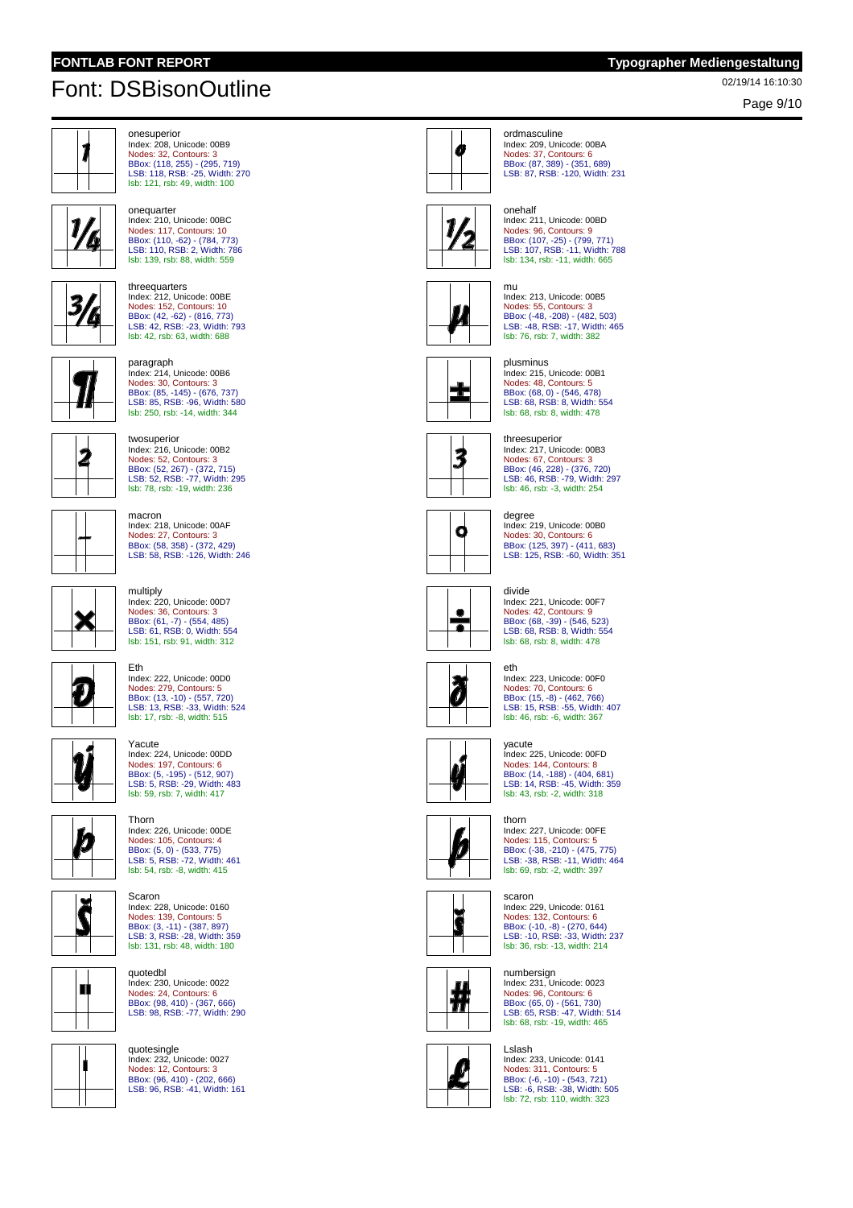# Font: DSBisonOutline

02/19/14 16:10:30

onesuperior
Index: 208, Unicode: 00B9
Nodes: 32, Contours: 3
BBox: (118, 255) - (295, 719)
LSB: 118, RSB: -25, Width: 270
lsb: 121, rsb: 49, width: 100

ordmasculine
Index: 209, Unicode: 00BA
Nodes: 37, Contours: 6
BBox: (87, 389) - (351, 689)
LSB: 87, RSB: -120, Width: 231

onequarter
Index: 210, Unicode: 00BC
Nodes: 117, Contours: 10
BBox: (110, -62) - (784, 773)
LSB: 110, RSB: 2, Width: 786
lsb: 139, rsb: 88, width: 559

onehalf
Index: 211, Unicode: 00BD
Nodes: 96, Contours: 9
BBox: (107, -25) - (799, 771)
LSB: 107, RSB: -11, Width: 788
lsb: 134, rsb: -11, width: 665

threequarters
Index: 212, Unicode: 00BE
Nodes: 152, Contours: 10
BBox: (42, -62) - (816, 773)
LSB: 42, RSB: -23, Width: 793
lsb: 42, rsb: 63, width: 688

mu
Index: 213, Unicode: 00B5
Nodes: 55, Contours: 3
BBox: (-48, -208) - (482, 503)
LSB: -48, RSB: -17, Width: 465
lsb: 76, rsb: 7, width: 382

paragraph
Index: 214, Unicode: 00B6
Nodes: 30, Contours: 3
BBox: (85, -145) - (676, 737)
LSB: 85, RSB: -96, Width: 580
lsb: 250, rsb: -14, width: 344

plusminus
Index: 215, Unicode: 00B1
Nodes: 48, Contours: 5
BBox: (68, 0) - (546, 478)
LSB: 68, RSB: 8, Width: 554
lsb: 68, rsb: 8, width: 478

twosuperior
Index: 216, Unicode: 00B2
Nodes: 52, Contours: 3
BBox: (52, 267) - (372, 715)
LSB: 52, RSB: -77, Width: 295
lsb: 78, rsb: -19, width: 236

threesuperior
Index: 217, Unicode: 00B3
Nodes: 67, Contours: 3
BBox: (46, 228) - (376, 720)
LSB: 46, RSB: -79, Width: 297
lsb: 46, rsb: -3, width: 254

macron
Index: 218, Unicode: 00AF
Nodes: 27, Contours: 3
BBox: (58, 358) - (372, 429)
LSB: 58, RSB: -126, Width: 246

degree
Index: 219, Unicode: 00B0
Nodes: 30, Contours: 6
BBox: (125, 397) - (411, 683)
LSB: 125, RSB: -60, Width: 351

multiply
Index: 220, Unicode: 00D7
Nodes: 36, Contours: 3
BBox: (61, -7) - (554, 485)
LSB: 61, RSB: 0, Width: 554
lsb: 151, rsb: 91, width: 312

divide
Index: 221, Unicode: 00F7
Nodes: 42, Contours: 9
BBox: (68, -39) - (546, 523)
LSB: 68, RSB: 8, Width: 554
lsb: 68, rsb: 8, width: 478

Eth
Index: 222, Unicode: 00D0
Nodes: 279, Contours: 5
BBox: (13, -10) - (557, 720)
LSB: 13, RSB: -33, Width: 524
lsb: 17, rsb: -8, width: 515

eth
Index: 223, Unicode: 00F0
Nodes: 70, Contours: 6
BBox: (15, -8) - (462, 766)
LSB: 15, RSB: -55, Width: 407
lsb: 46, rsb: -6, width: 367

Yacute
Index: 224, Unicode: 00DD
Nodes: 197, Contours: 6
BBox: (5, -195) - (512, 907)
LSB: 5, RSB: -29, Width: 483
lsb: 59, rsb: 7, width: 417

yacute
Index: 225, Unicode: 00FD
Nodes: 144, Contours: 8
BBox: (14, -188) - (404, 681)
LSB: 14, RSB: -45, Width: 359
lsb: 43, rsb: -2, width: 318

Thorn
Index: 226, Unicode: 00DE
Nodes: 105, Contours: 4
BBox: (5, 0) - (533, 775)
LSB: 5, RSB: -72, Width: 461
lsb: 54, rsb: -8, width: 415

thorn
Index: 227, Unicode: 00FE
Nodes: 115, Contours: 5
BBox: (-38, -210) - (475, 775)
LSB: -38, RSB: -11, Width: 464
lsb: 69, rsb: -2, width: 397

Scaron
Index: 228, Unicode: 0160
Nodes: 139, Contours: 5
BBox: (3, -11) - (387, 897)
LSB: 3, RSB: -28, Width: 359
lsb: 131, rsb: 48, width: 180

scaron
Index: 229, Unicode: 0161
Nodes: 132, Contours: 6
BBox: (-10, -8) - (270, 644)
LSB: -10, RSB: -33, Width: 237
lsb: 36, rsb: -13, width: 214

quotedbl
Index: 230, Unicode: 0022
Nodes: 24, Contours: 6
BBox: (98, 410) - (367, 666)
LSB: 98, RSB: -77, Width: 290

numbersign
Index: 231, Unicode: 0023
Nodes: 96, Contours: 6
BBox: (65, 0) - (561, 730)
LSB: 65, RSB: -47, Width: 514
lsb: 68, rsb: -19, width: 465

quotesingle
Index: 232, Unicode: 0027
Nodes: 12, Contours: 3
BBox: (96, 410) - (202, 666)
LSB: 96, RSB: -41, Width: 161

Lslash
Index: 233, Unicode: 0141
Nodes: 311, Contours: 5
BBox: (-6, -10) - (543, 721)
LSB: -6, RSB: -38, Width: 505
lsb: 72, rsb: 110, width: 323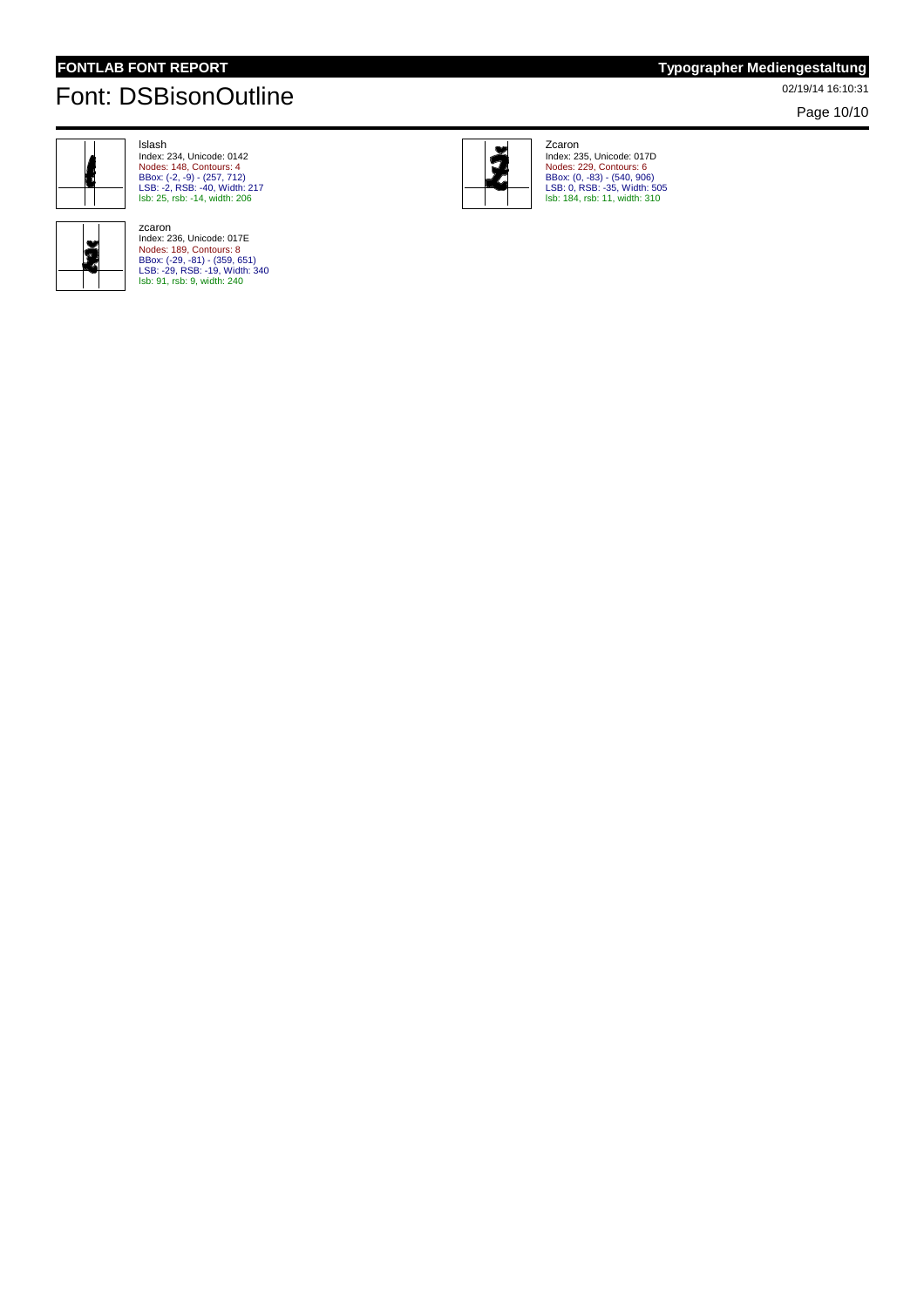# FONTLAB FONT REPORT

**Typographer Mediengestaltung**

## Font: DSBisonOutline

02/19/14 16:10:31

lslash
Index: 234, Unicode: 0142
Nodes: 148, Contours: 4
BBox: (-2, -9) - (257, 712)
LSB: -2, RSB: -40, Width: 217
lsb: 25, rsb: -14, width: 206

Zcaron
Index: 235, Unicode: 017D
Nodes: 229, Contours: 6
BBox: (0, -83) - (540, 906)
LSB: 0, RSB: -35, Width: 505
lsb: 184, rsb: 11, width: 310

zcaron
Index: 236, Unicode: 017E
Nodes: 189, Contours: 8
BBox: (-29, -81) - (359, 651)
LSB: -29, RSB: -19, Width: 340
lsb: 91, rsb: 9, width: 240